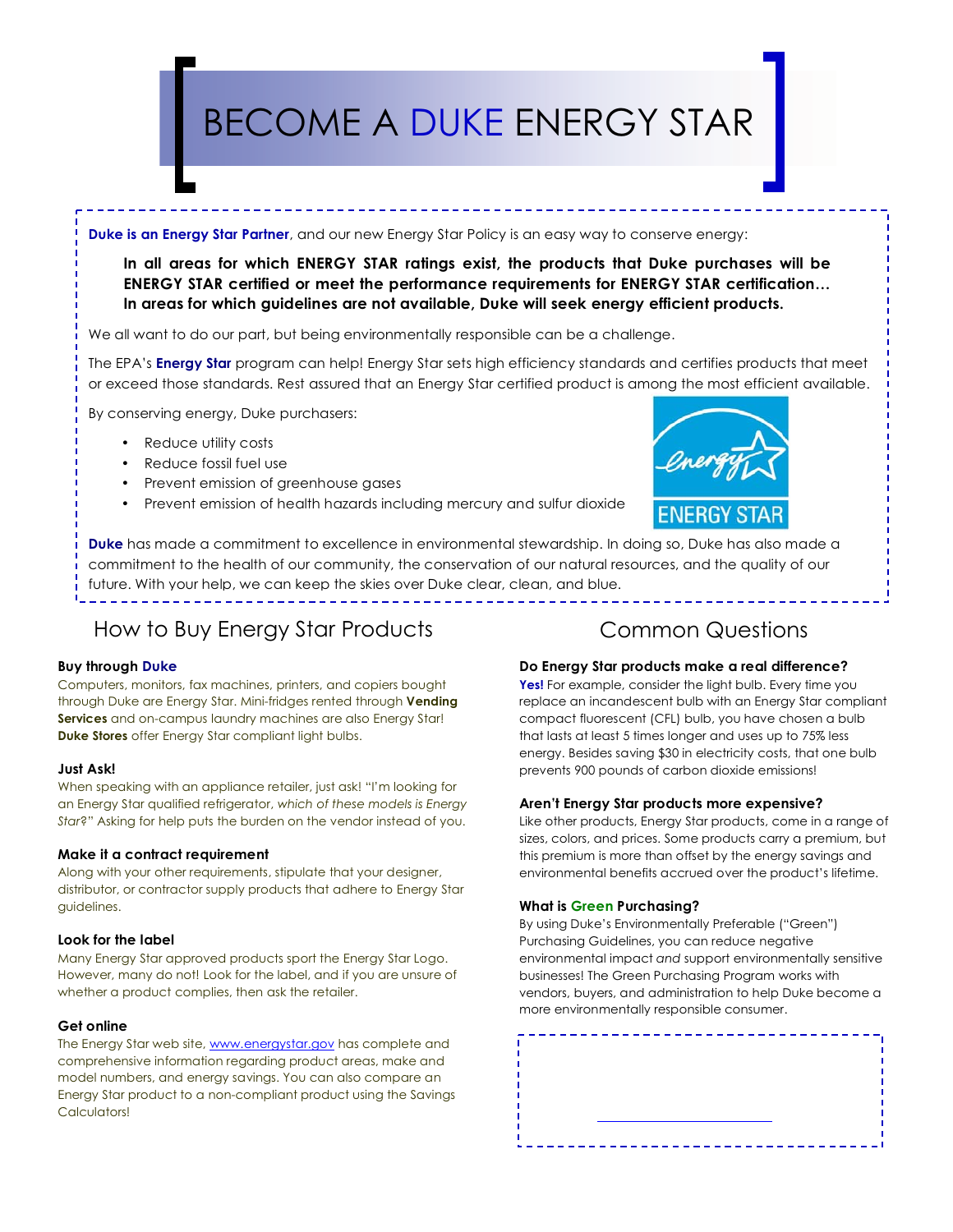# BECOME A DUKE ENERGY STAR

**Duke is an Energy Star Partner**, and our new Energy Star Policy is an easy way to conserve energy:

> **In all areas for which ENERGY STAR ratings exist, the products that Duke purchases will be ENERGY STAR certified or meet the performance requirements for ENERGY STAR certification… In areas for which guidelines are not available, Duke will seek energy efficient products.**

We all want to do our part, but being environmentally responsible can be a challenge.

The EPA's **Energy Star** program can help! Energy Star sets high efficiency standards and certifies products that meet or exceed those standards. Rest assured that an Energy Star certified product is among the most efficient available.

By conserving energy, Duke purchasers:

- Reduce utility costs
- Reduce fossil fuel use
- Prevent emission of greenhouse gases
- Prevent emission of health hazards including mercury and sulfur dioxide

ENERGY STAR

**Duke** has made a commitment to excellence in environmental stewardship. In doing so, Duke has also made a commitment to the health of our community, the conservation of our natural resources, and the quality of our future. With your help, we can keep the skies over Duke clear, clean, and blue.

## How to Buy Energy Star Products

### Buy through Duke

Computers, monitors, fax machines, printers, and copiers bought through Duke are Energy Star. Mini-fridges rented through **Vending Services** and on-campus laundry machines are also Energy Star! **Duke Stores** offer Energy Star compliant light bulbs.

### Just Ask!

When speaking with an appliance retailer, just ask! "I'm looking for an Energy Star qualified refrigerator, *which of these models is Energy Star*?" Asking for help puts the burden on the vendor instead of you.

### Make it a contract requirement

Along with your other requirements, stipulate that your designer, distributor, or contractor supply products that adhere to Energy Star guidelines.

### Look for the label

Many Energy Star approved products sport the Energy Star Logo. However, many do not! Look for the label, and if you are unsure of whether a product complies, then ask the retailer.

### Get online

The Energy Star web site, www.energystar.gov has complete and comprehensive information regarding product areas, make and model numbers, and energy savings. You can also compare an Energy Star product to a non-compliant product using the Savings Calculators!

## Common Questions

### Do Energy Star products make a real difference?

**Yes!** For example, consider the light bulb. Every time you replace an incandescent bulb with an Energy Star compliant compact fluorescent (CFL) bulb, you have chosen a bulb that lasts at least 5 times longer and uses up to 75% less energy. Besides saving $30 in electricity costs, that one bulb prevents 900 pounds of carbon dioxide emissions!

### Aren't Energy Star products more expensive?

Like other products, Energy Star products, come in a range of sizes, colors, and prices. Some products carry a premium, but this premium is more than offset by the energy savings and environmental benefits accrued over the product's lifetime.

### What is Green Purchasing?

By using Duke's Environmentally Preferable ("Green") Purchasing Guidelines, you can reduce negative environmental impact *and* support environmentally sensitive businesses! The Green Purchasing Program works with vendors, buyers, and administration to help Duke become a more environmentally responsible consumer.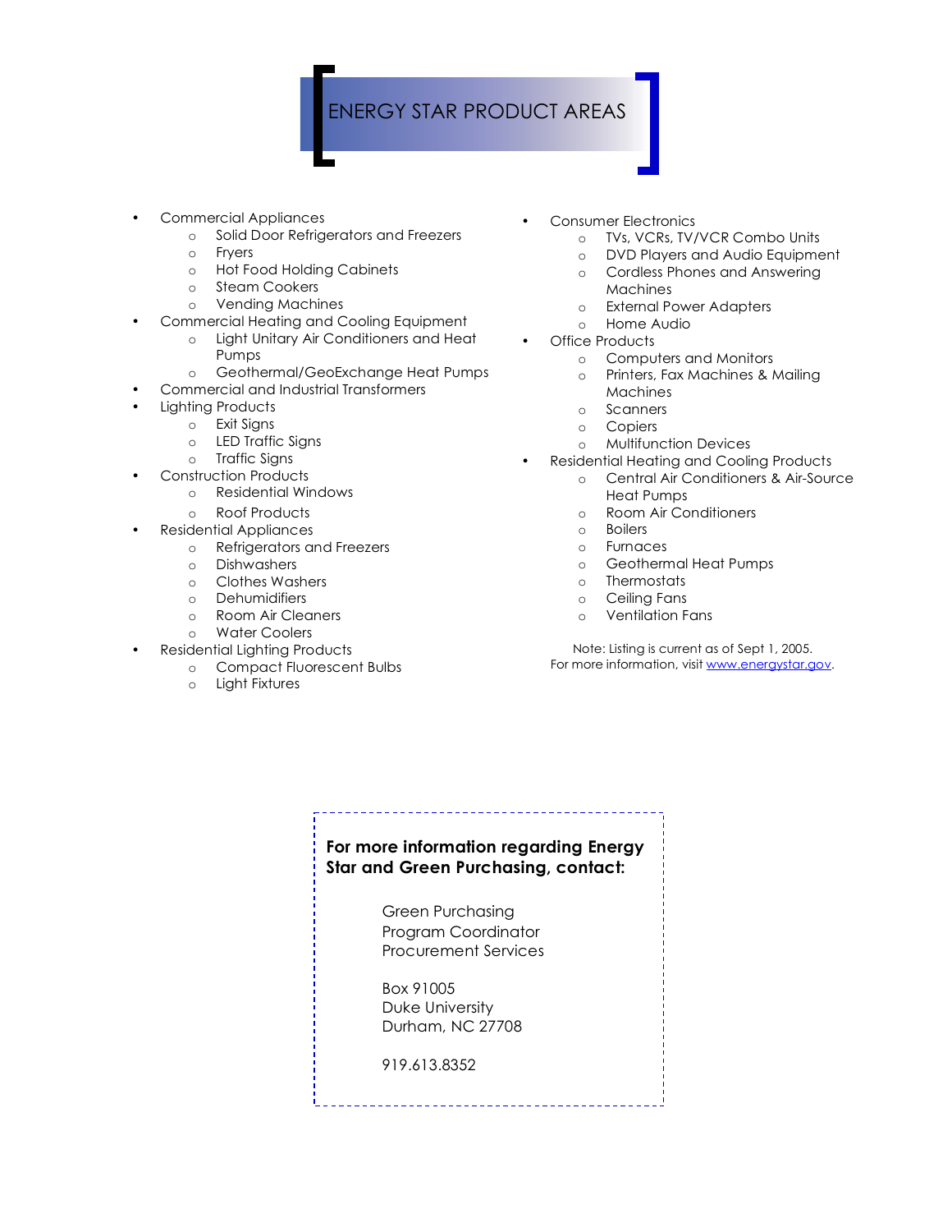# ENERGY STAR PRODUCT AREAS

- Commercial Appliances
  - Solid Door Refrigerators and Freezers
  - Fryers
  - Hot Food Holding Cabinets
  - Steam Cookers
  - Vending Machines
- Commercial Heating and Cooling Equipment
  - Light Unitary Air Conditioners and Heat Pumps
  - Geothermal/GeoExchange Heat Pumps
- Commercial and Industrial Transformers
- Lighting Products
  - Exit Signs
  - LED Traffic Signs
  - Traffic Signs
- Construction Products
  - Residential Windows
  - Roof Products
- Residential Appliances
  - Refrigerators and Freezers
  - Dishwashers
  - Clothes Washers
  - Dehumidifiers
  - Room Air Cleaners
  - Water Coolers
- Residential Lighting Products
  - Compact Fluorescent Bulbs
  - Light Fixtures
- Consumer Electronics
  - TVs, VCRs, TV/VCR Combo Units
  - DVD Players and Audio Equipment
  - Cordless Phones and Answering Machines
  - External Power Adapters
  - Home Audio
- Office Products
  - Computers and Monitors
  - Printers, Fax Machines & Mailing Machines
  - Scanners
  - Copiers
  - Multifunction Devices
- Residential Heating and Cooling Products
  - Central Air Conditioners & Air-Source Heat Pumps
  - Room Air Conditioners
  - Boilers
  - Furnaces
  - Geothermal Heat Pumps
  - Thermostats
  - Ceiling Fans
  - Ventilation Fans

Note: Listing is current as of Sept 1, 2005.
For more information, visit www.energystar.gov.

**For more information regarding Energy Star and Green Purchasing, contact:**

Green Purchasing
Program Coordinator
Procurement Services

Box 91005
Duke University
Durham, NC 27708

919.613.8352